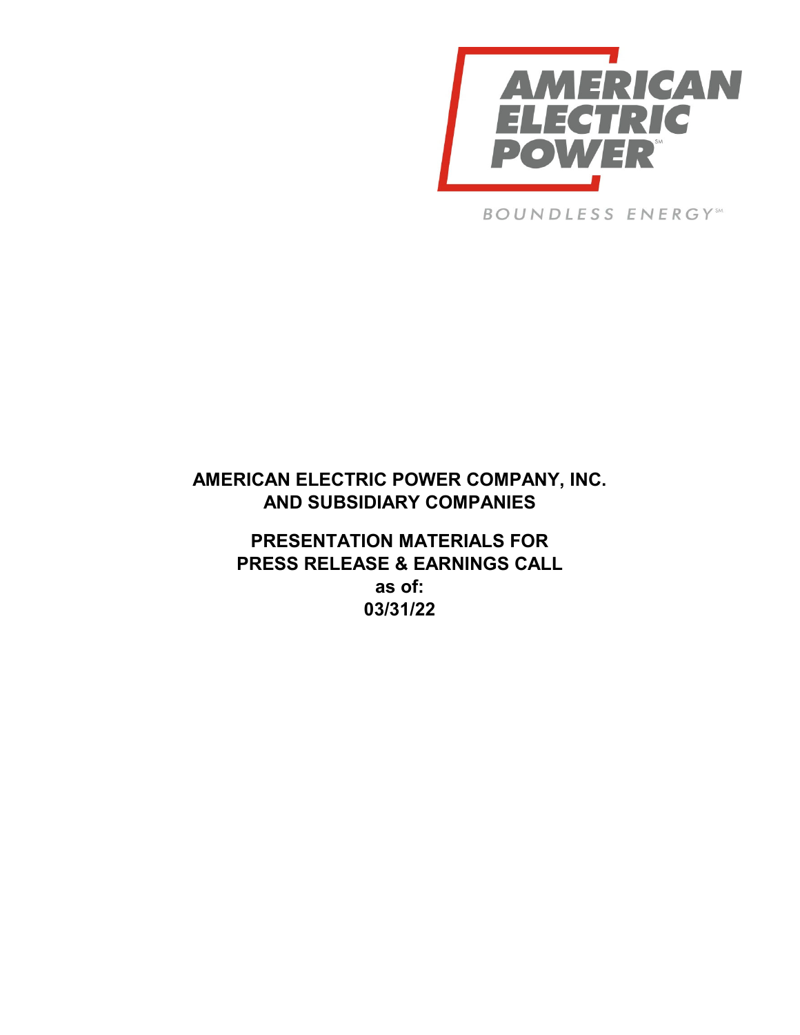AMERICAN ELECTRIC POWER

BOUNDLESS ENERGY℠

# AMERICAN ELECTRIC POWER COMPANY, INC. AND SUBSIDIARY COMPANIES

## PRESENTATION MATERIALS FOR PRESS RELEASE & EARNINGS CALL

**as of:**

**03/31/22**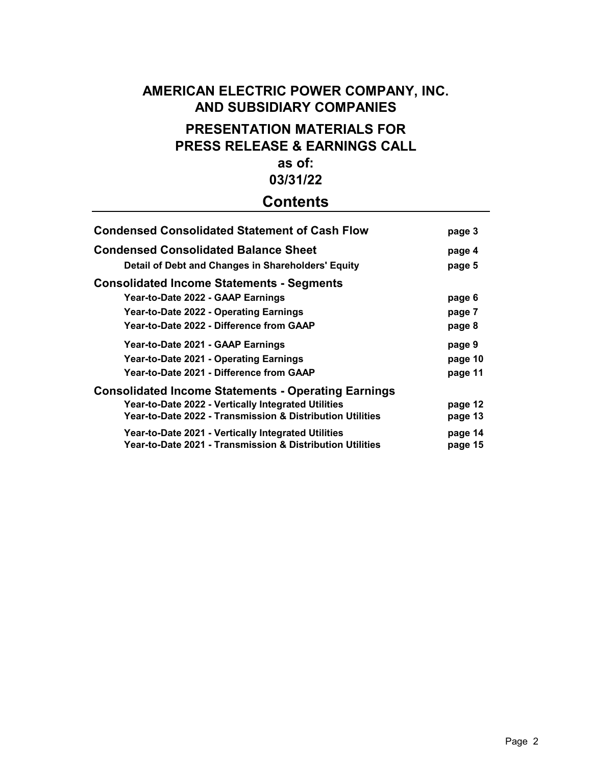# AMERICAN ELECTRIC POWER COMPANY, INC.
# AND SUBSIDIARY COMPANIES

## PRESENTATION MATERIALS FOR
## PRESS RELEASE & EARNINGS CALL
## as of:
## 03/31/22

## Contents

| | |
|---|---|
| **Condensed Consolidated Statement of Cash Flow** | **page 3** |
| **Condensed Consolidated Balance Sheet** | **page 4** |
| **Detail of Debt and Changes in Shareholders' Equity** | **page 5** |
| **Consolidated Income Statements - Segments** | |
| **Year-to-Date 2022 - GAAP Earnings** | **page 6** |
| **Year-to-Date 2022 - Operating Earnings** | **page 7** |
| **Year-to-Date 2022 - Difference from GAAP** | **page 8** |
| **Year-to-Date 2021 - GAAP Earnings** | **page 9** |
| **Year-to-Date 2021 - Operating Earnings** | **page 10** |
| **Year-to-Date 2021 - Difference from GAAP** | **page 11** |
| **Consolidated Income Statements - Operating Earnings** | |
| **Year-to-Date 2022 - Vertically Integrated Utilities** | **page 12** |
| **Year-to-Date 2022 - Transmission & Distribution Utilities** | **page 13** |
| **Year-to-Date 2021 - Vertically Integrated Utilities** | **page 14** |
| **Year-to-Date 2021 - Transmission & Distribution Utilities** | **page 15** |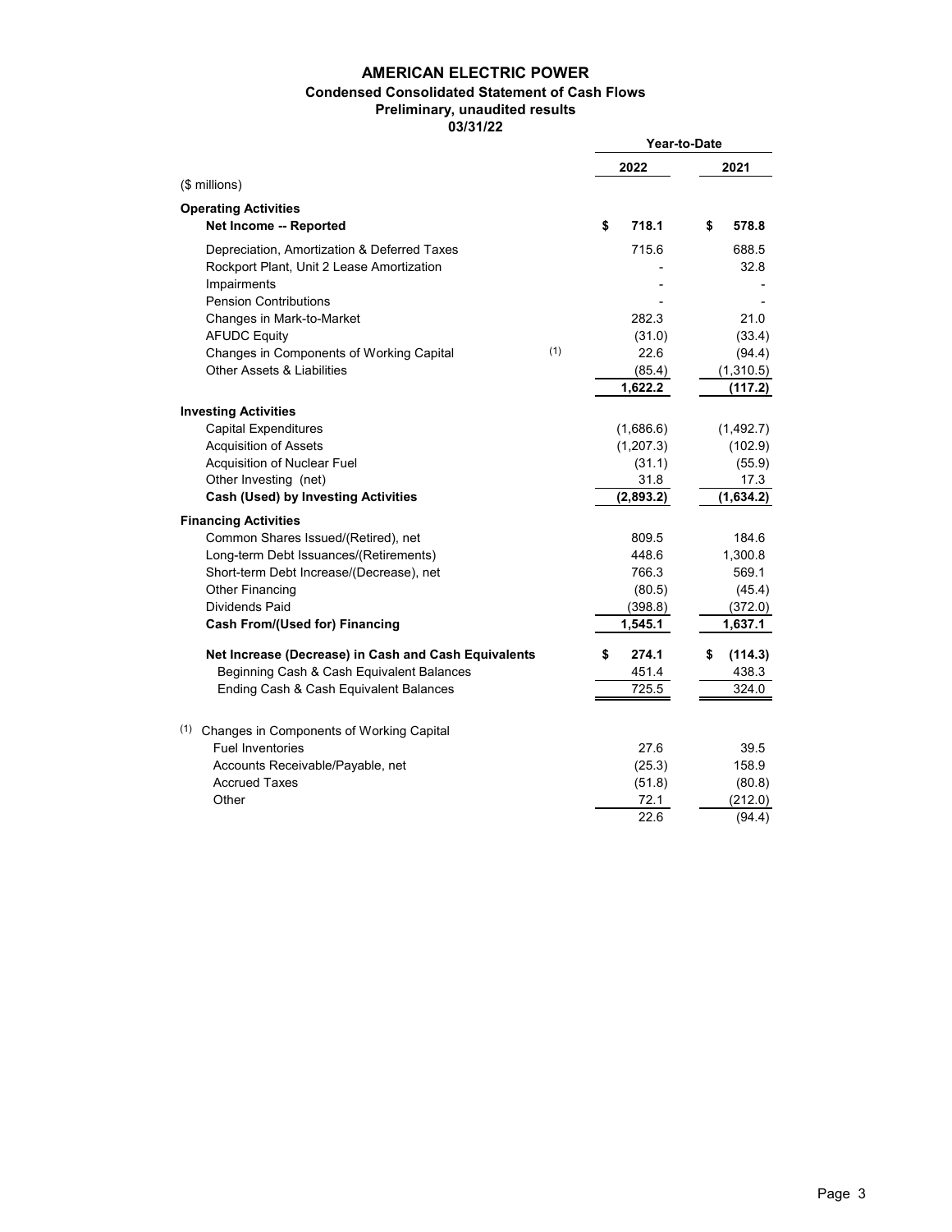# AMERICAN ELECTRIC POWER

## Condensed Consolidated Statement of Cash Flows

**Preliminary, unaudited results**

**03/31/22**

| ($ millions) | | Year-to-Date 2022 | Year-to-Date 2021 |
|---|---|---|---|
| **Operating Activities** | | | |
| **Net Income -- Reported** | | **$ 718.1** | **$ 578.8** |
| Depreciation, Amortization & Deferred Taxes | | 715.6 | 688.5 |
| Rockport Plant, Unit 2 Lease Amortization | | - | 32.8 |
| Impairments | | - | - |
| Pension Contributions | | - | - |
| Changes in Mark-to-Market | | 282.3 | 21.0 |
| AFUDC Equity | | (31.0) | (33.4) |
| Changes in Components of Working Capital | (1) | 22.6 | (94.4) |
| Other Assets & Liabilities | | (85.4) | (1,310.5) |
| | | **1,622.2** | **(117.2)** |
| **Investing Activities** | | | |
| Capital Expenditures | | (1,686.6) | (1,492.7) |
| Acquisition of Assets | | (1,207.3) | (102.9) |
| Acquisition of Nuclear Fuel | | (31.1) | (55.9) |
| Other Investing (net) | | 31.8 | 17.3 |
| **Cash (Used) by Investing Activities** | | **(2,893.2)** | **(1,634.2)** |
| **Financing Activities** | | | |
| Common Shares Issued/(Retired), net | | 809.5 | 184.6 |
| Long-term Debt Issuances/(Retirements) | | 448.6 | 1,300.8 |
| Short-term Debt Increase/(Decrease), net | | 766.3 | 569.1 |
| Other Financing | | (80.5) | (45.4) |
| Dividends Paid | | (398.8) | (372.0) |
| **Cash From/(Used for) Financing** | | **1,545.1** | **1,637.1** |
| **Net Increase (Decrease) in Cash and Cash Equivalents** | | **$ 274.1** | **$ (114.3)** |
| Beginning Cash & Cash Equivalent Balances | | 451.4 | 438.3 |
| Ending Cash & Cash Equivalent Balances | | 725.5 | 324.0 |

| (1) Changes in Components of Working Capital | 2022 | 2021 |
|---|---|---|
| Fuel Inventories | 27.6 | 39.5 |
| Accounts Receivable/Payable, net | (25.3) | 158.9 |
| Accrued Taxes | (51.8) | (80.8) |
| Other | 72.1 | (212.0) |
| | 22.6 | (94.4) |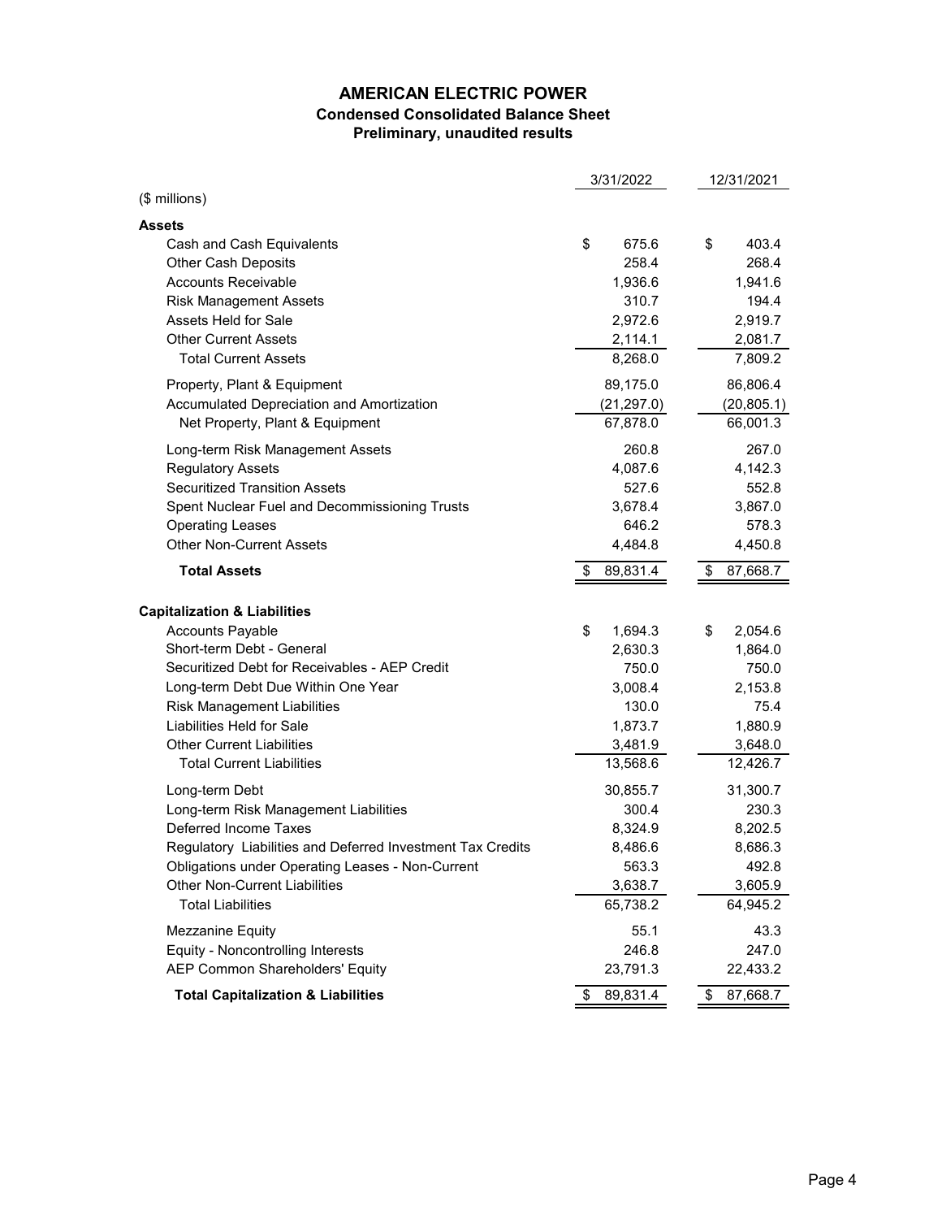# AMERICAN ELECTRIC POWER

## Condensed Consolidated Balance Sheet

### Preliminary, unaudited results

| ($ millions) | 3/31/2022 | 12/31/2021 |
|---|---|---|
| **Assets** | | |
| Cash and Cash Equivalents | $ 675.6 | $ 403.4 |
| Other Cash Deposits | 258.4 | 268.4 |
| Accounts Receivable | 1,936.6 | 1,941.6 |
| Risk Management Assets | 310.7 | 194.4 |
| Assets Held for Sale | 2,972.6 | 2,919.7 |
| Other Current Assets | 2,114.1 | 2,081.7 |
| Total Current Assets | 8,268.0 | 7,809.2 |
| Property, Plant & Equipment | 89,175.0 | 86,806.4 |
| Accumulated Depreciation and Amortization | (21,297.0) | (20,805.1) |
| Net Property, Plant & Equipment | 67,878.0 | 66,001.3 |
| Long-term Risk Management Assets | 260.8 | 267.0 |
| Regulatory Assets | 4,087.6 | 4,142.3 |
| Securitized Transition Assets | 527.6 | 552.8 |
| Spent Nuclear Fuel and Decommissioning Trusts | 3,678.4 | 3,867.0 |
| Operating Leases | 646.2 | 578.3 |
| Other Non-Current Assets | 4,484.8 | 4,450.8 |
| **Total Assets** | $ 89,831.4 | $ 87,668.7 |
| **Capitalization & Liabilities** | | |
| Accounts Payable | $ 1,694.3 | $ 2,054.6 |
| Short-term Debt - General | 2,630.3 | 1,864.0 |
| Securitized Debt for Receivables - AEP Credit | 750.0 | 750.0 |
| Long-term Debt Due Within One Year | 3,008.4 | 2,153.8 |
| Risk Management Liabilities | 130.0 | 75.4 |
| Liabilities Held for Sale | 1,873.7 | 1,880.9 |
| Other Current Liabilities | 3,481.9 | 3,648.0 |
| Total Current Liabilities | 13,568.6 | 12,426.7 |
| Long-term Debt | 30,855.7 | 31,300.7 |
| Long-term Risk Management Liabilities | 300.4 | 230.3 |
| Deferred Income Taxes | 8,324.9 | 8,202.5 |
| Regulatory Liabilities and Deferred Investment Tax Credits | 8,486.6 | 8,686.3 |
| Obligations under Operating Leases - Non-Current | 563.3 | 492.8 |
| Other Non-Current Liabilities | 3,638.7 | 3,605.9 |
| Total Liabilities | 65,738.2 | 64,945.2 |
| Mezzanine Equity | 55.1 | 43.3 |
| Equity - Noncontrolling Interests | 246.8 | 247.0 |
| AEP Common Shareholders' Equity | 23,791.3 | 22,433.2 |
| **Total Capitalization & Liabilities** | $ 89,831.4 | $ 87,668.7 |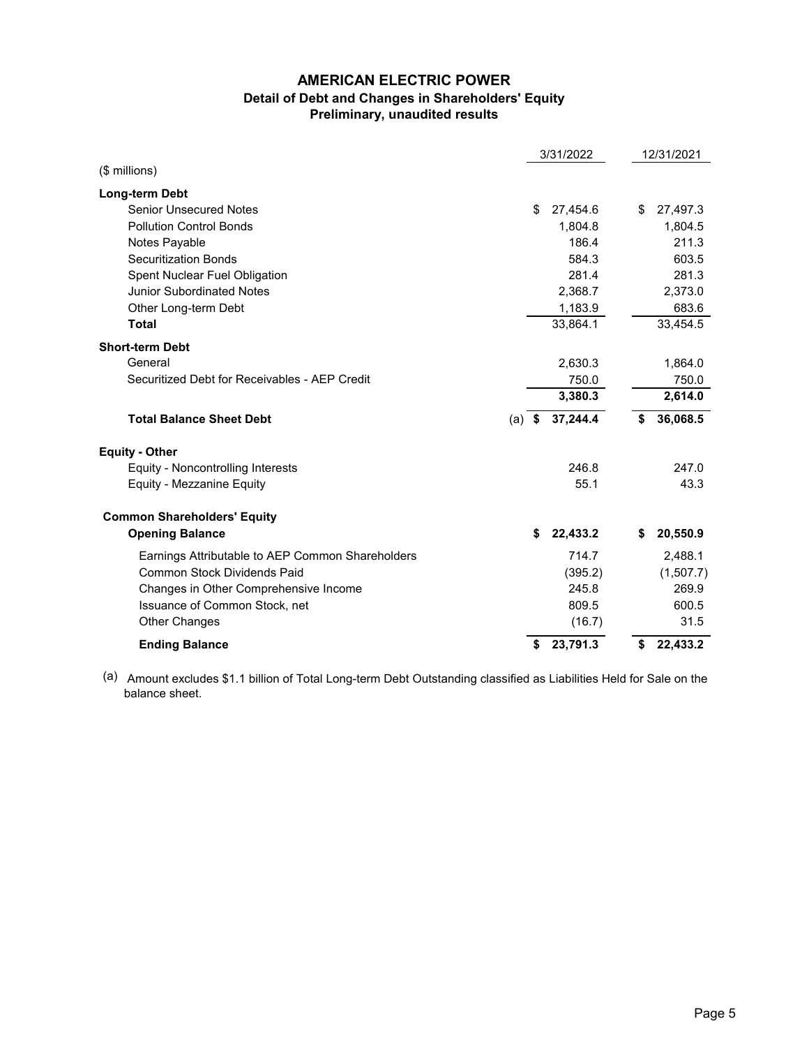# AMERICAN ELECTRIC POWER

## Detail of Debt and Changes in Shareholders' Equity

### Preliminary, unaudited results

| ($ millions) | 3/31/2022 | 12/31/2021 |
|---|---|---|
| **Long-term Debt** | | |
| Senior Unsecured Notes | $ 27,454.6 | $ 27,497.3 |
| Pollution Control Bonds | 1,804.8 | 1,804.5 |
| Notes Payable | 186.4 | 211.3 |
| Securitization Bonds | 584.3 | 603.5 |
| Spent Nuclear Fuel Obligation | 281.4 | 281.3 |
| Junior Subordinated Notes | 2,368.7 | 2,373.0 |
| Other Long-term Debt | 1,183.9 | 683.6 |
| **Total** | 33,864.1 | 33,454.5 |
| **Short-term Debt** | | |
| General | 2,630.3 | 1,864.0 |
| Securitized Debt for Receivables - AEP Credit | 750.0 | 750.0 |
| | **3,380.3** | **2,614.0** |
| **Total Balance Sheet Debt** | (a) **$ 37,244.4** | **$ 36,068.5** |
| **Equity - Other** | | |
| Equity - Noncontrolling Interests | 246.8 | 247.0 |
| Equity - Mezzanine Equity | 55.1 | 43.3 |
| **Common Shareholders' Equity** | | |
| **Opening Balance** | **$ 22,433.2** | **$ 20,550.9** |
| Earnings Attributable to AEP Common Shareholders | 714.7 | 2,488.1 |
| Common Stock Dividends Paid | (395.2) | (1,507.7) |
| Changes in Other Comprehensive Income | 245.8 | 269.9 |
| Issuance of Common Stock, net | 809.5 | 600.5 |
| Other Changes | (16.7) | 31.5 |
| **Ending Balance** | **$ 23,791.3** | **$ 22,433.2** |

(a) Amount excludes $1.1 billion of Total Long-term Debt Outstanding classified as Liabilities Held for Sale on the balance sheet.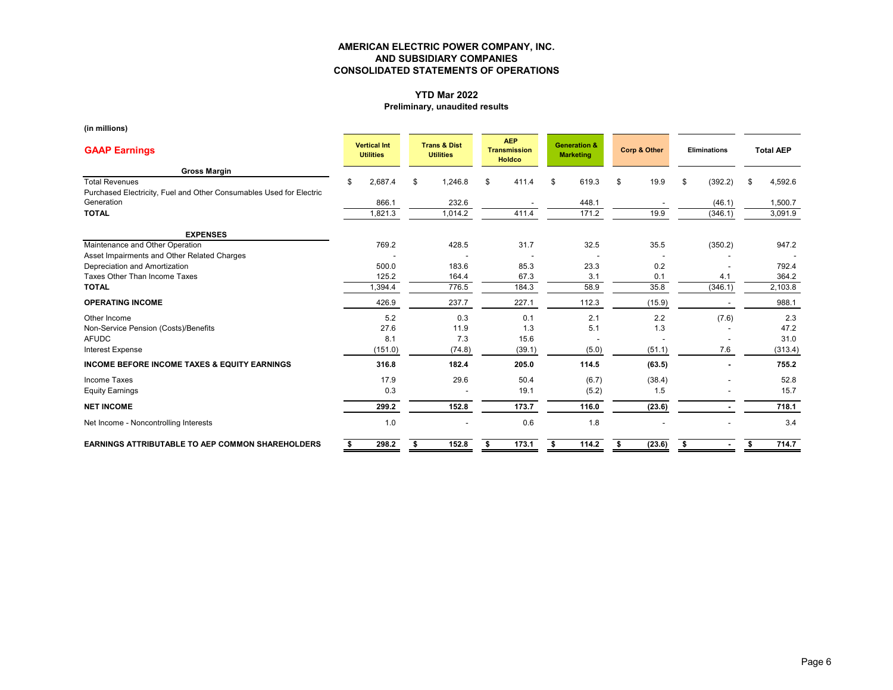# AMERICAN ELECTRIC POWER COMPANY, INC.
# AND SUBSIDIARY COMPANIES
# CONSOLIDATED STATEMENTS OF OPERATIONS

**YTD Mar 2022**

**Preliminary, unaudited results**

**(in millions)**

| **GAAP Earnings** | Vertical Int Utilities | Trans & Dist Utilities | AEP Transmission Holdco | Generation & Marketing | Corp & Other | Eliminations | Total AEP |
|---|---|---|---|---|---|---|---|
| **Gross Margin** | | | | | | | |
| Total Revenues | $ 2,687.4 | $ 1,246.8 | $ 411.4 | $ 619.3 | $ 19.9 | $ (392.2) | $ 4,592.6 |
| Purchased Electricity, Fuel and Other Consumables Used for Electric Generation | 866.1 | 232.6 | - | 448.1 | - | (46.1) | 1,500.7 |
| **TOTAL** | 1,821.3 | 1,014.2 | 411.4 | 171.2 | 19.9 | (346.1) | 3,091.9 |
| **EXPENSES** | | | | | | | |
| Maintenance and Other Operation | 769.2 | 428.5 | 31.7 | 32.5 | 35.5 | (350.2) | 947.2 |
| Asset Impairments and Other Related Charges | - | - | - | - | - | - | - |
| Depreciation and Amortization | 500.0 | 183.6 | 85.3 | 23.3 | 0.2 | - | 792.4 |
| Taxes Other Than Income Taxes | 125.2 | 164.4 | 67.3 | 3.1 | 0.1 | 4.1 | 364.2 |
| **TOTAL** | 1,394.4 | 776.5 | 184.3 | 58.9 | 35.8 | (346.1) | 2,103.8 |
| **OPERATING INCOME** | 426.9 | 237.7 | 227.1 | 112.3 | (15.9) | - | 988.1 |
| Other Income | 5.2 | 0.3 | 0.1 | 2.1 | 2.2 | (7.6) | 2.3 |
| Non-Service Pension (Costs)/Benefits | 27.6 | 11.9 | 1.3 | 5.1 | 1.3 | - | 47.2 |
| AFUDC | 8.1 | 7.3 | 15.6 | - | - | - | 31.0 |
| Interest Expense | (151.0) | (74.8) | (39.1) | (5.0) | (51.1) | 7.6 | (313.4) |
| **INCOME BEFORE INCOME TAXES & EQUITY EARNINGS** | **316.8** | **182.4** | **205.0** | **114.5** | **(63.5)** | **-** | **755.2** |
| Income Taxes | 17.9 | 29.6 | 50.4 | (6.7) | (38.4) | - | 52.8 |
| Equity Earnings | 0.3 | - | 19.1 | (5.2) | 1.5 | - | 15.7 |
| **NET INCOME** | **299.2** | **152.8** | **173.7** | **116.0** | **(23.6)** | **-** | **718.1** |
| Net Income - Noncontrolling Interests | 1.0 | - | 0.6 | 1.8 | - | - | 3.4 |
| **EARNINGS ATTRIBUTABLE TO AEP COMMON SHAREHOLDERS** | **$ 298.2** | **$ 152.8** | **$ 173.1** | **$ 114.2** | **$ (23.6)** | **$ -** | **$ 714.7** |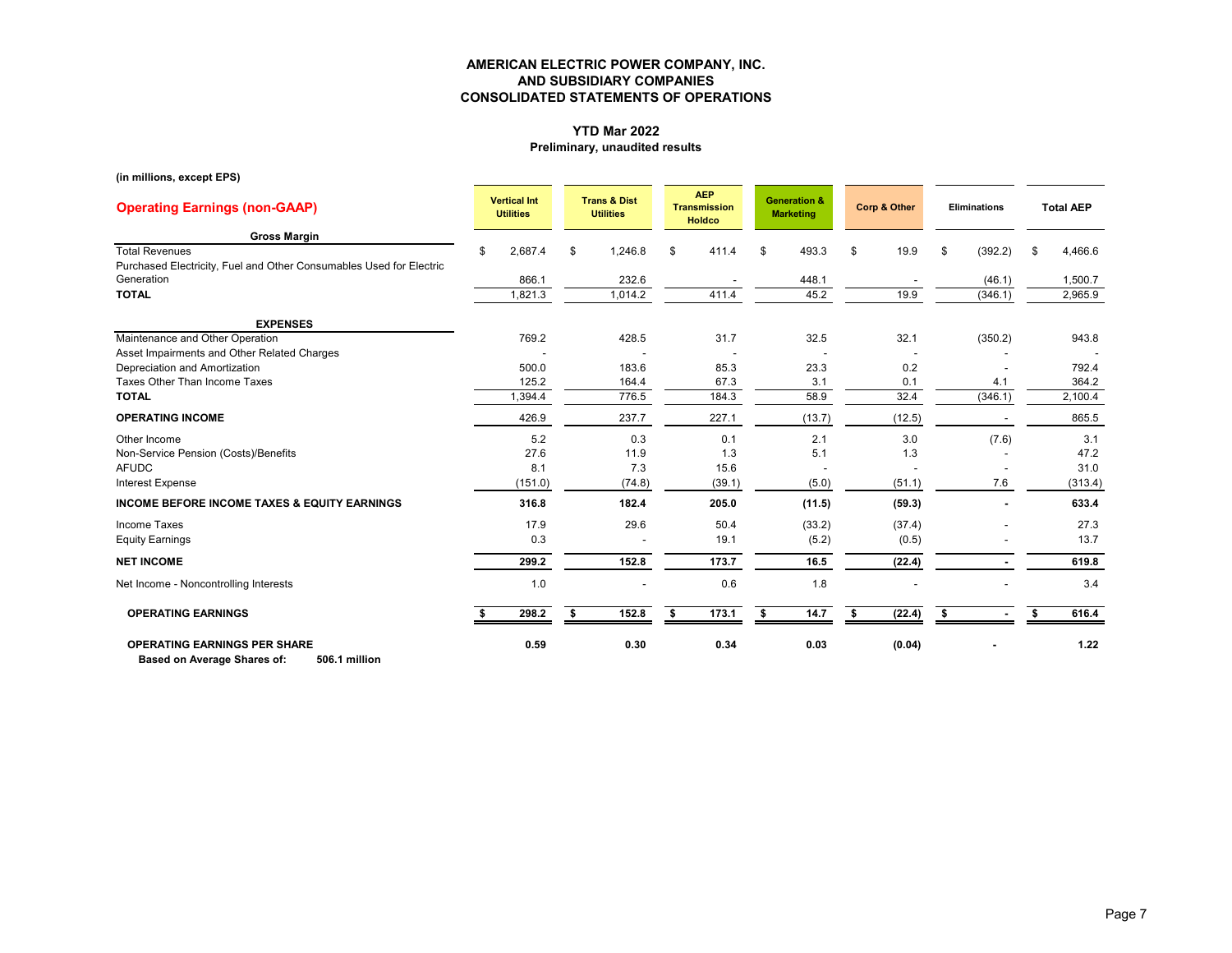# AMERICAN ELECTRIC POWER COMPANY, INC.
# AND SUBSIDIARY COMPANIES
# CONSOLIDATED STATEMENTS OF OPERATIONS

### YTD Mar 2022
**Preliminary, unaudited results**

**(in millions, except EPS)**

| Operating Earnings (non-GAAP) | Vertical Int Utilities | Trans & Dist Utilities | AEP Transmission Holdco | Generation & Marketing | Corp & Other | Eliminations | Total AEP |
|---|---|---|---|---|---|---|---|
| **Gross Margin** | | | | | | | |
| Total Revenues | $ 2,687.4 | $ 1,246.8 | $ 411.4 | $ 493.3 | $ 19.9 | $ (392.2) | $ 4,466.6 |
| Purchased Electricity, Fuel and Other Consumables Used for Electric Generation | 866.1 | 232.6 | - | 448.1 | - | (46.1) | 1,500.7 |
| **TOTAL** | 1,821.3 | 1,014.2 | 411.4 | 45.2 | 19.9 | (346.1) | 2,965.9 |
| **EXPENSES** | | | | | | | |
| Maintenance and Other Operation | 769.2 | 428.5 | 31.7 | 32.5 | 32.1 | (350.2) | 943.8 |
| Asset Impairments and Other Related Charges | - | - | - | - | - | - | - |
| Depreciation and Amortization | 500.0 | 183.6 | 85.3 | 23.3 | 0.2 | - | 792.4 |
| Taxes Other Than Income Taxes | 125.2 | 164.4 | 67.3 | 3.1 | 0.1 | 4.1 | 364.2 |
| **TOTAL** | 1,394.4 | 776.5 | 184.3 | 58.9 | 32.4 | (346.1) | 2,100.4 |
| **OPERATING INCOME** | 426.9 | 237.7 | 227.1 | (13.7) | (12.5) | - | 865.5 |
| Other Income | 5.2 | 0.3 | 0.1 | 2.1 | 3.0 | (7.6) | 3.1 |
| Non-Service Pension (Costs)/Benefits | 27.6 | 11.9 | 1.3 | 5.1 | 1.3 | - | 47.2 |
| AFUDC | 8.1 | 7.3 | 15.6 | - | - | - | 31.0 |
| Interest Expense | (151.0) | (74.8) | (39.1) | (5.0) | (51.1) | 7.6 | (313.4) |
| **INCOME BEFORE INCOME TAXES & EQUITY EARNINGS** | **316.8** | **182.4** | **205.0** | **(11.5)** | **(59.3)** | **-** | **633.4** |
| Income Taxes | 17.9 | 29.6 | 50.4 | (33.2) | (37.4) | - | 27.3 |
| Equity Earnings | 0.3 | - | 19.1 | (5.2) | (0.5) | - | 13.7 |
| **NET INCOME** | **299.2** | **152.8** | **173.7** | **16.5** | **(22.4)** | **-** | **619.8** |
| Net Income - Noncontrolling Interests | 1.0 | - | 0.6 | 1.8 | - | - | 3.4 |
| **OPERATING EARNINGS** | **$ 298.2** | **$ 152.8** | **$ 173.1** | **$ 14.7** | **$ (22.4)** | **$ -** | **$ 616.4** |
| **OPERATING EARNINGS PER SHARE** | **0.59** | **0.30** | **0.34** | **0.03** | **(0.04)** | **-** | **1.22** |

**Based on Average Shares of: 506.1 million**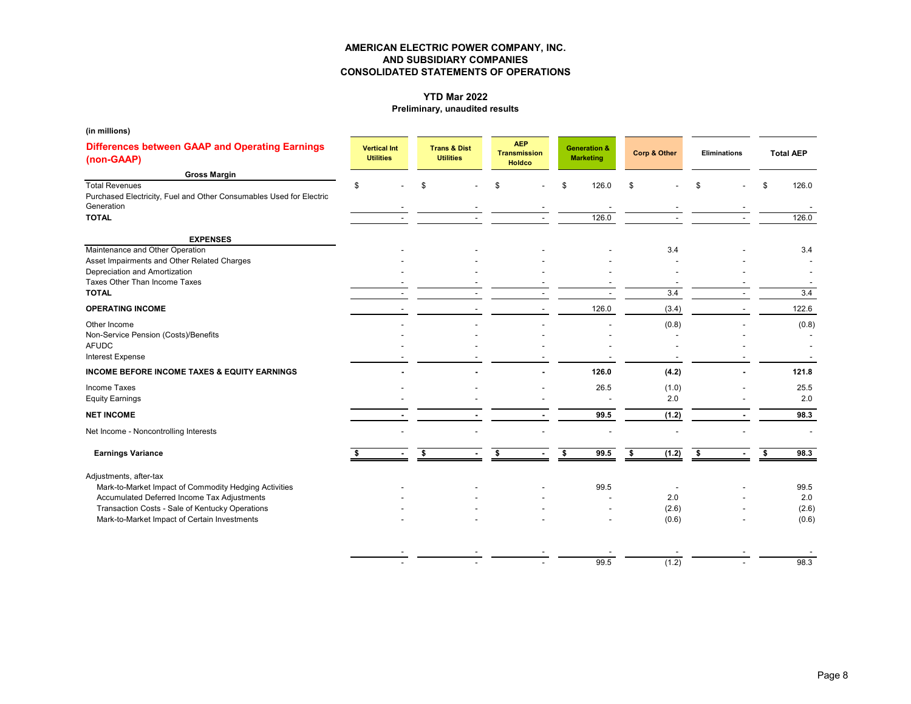# AMERICAN ELECTRIC POWER COMPANY, INC.
# AND SUBSIDIARY COMPANIES
# CONSOLIDATED STATEMENTS OF OPERATIONS

**YTD Mar 2022**
**Preliminary, unaudited results**

(in millions)

| Differences between GAAP and Operating Earnings (non-GAAP) | Vertical Int Utilities | Trans & Dist Utilities | AEP Transmission Holdco | Generation & Marketing | Corp & Other | Eliminations | Total AEP |
|---|---|---|---|---|---|---|---|
| **Gross Margin** | | | | | | | |
| Total Revenues | $ - | $ - | $ - | $ 126.0 | $ - | $ - | $ 126.0 |
| Purchased Electricity, Fuel and Other Consumables Used for Electric Generation | - | - | - | - | - | - | - |
| **TOTAL** | - | - | - | 126.0 | - | - | 126.0 |
| **EXPENSES** | | | | | | | |
| Maintenance and Other Operation | - | - | - | - | 3.4 | - | 3.4 |
| Asset Impairments and Other Related Charges | - | - | - | - | - | - | - |
| Depreciation and Amortization | - | - | - | - | - | - | - |
| Taxes Other Than Income Taxes | - | - | - | - | - | - | - |
| **TOTAL** | - | - | - | - | 3.4 | - | 3.4 |
| **OPERATING INCOME** | - | - | - | 126.0 | (3.4) | - | 122.6 |
| Other Income | - | - | - | - | (0.8) | - | (0.8) |
| Non-Service Pension (Costs)/Benefits | - | - | - | - | - | - | - |
| AFUDC | - | - | - | - | - | - | - |
| Interest Expense | - | - | - | - | - | - | - |
| **INCOME BEFORE INCOME TAXES & EQUITY EARNINGS** | **-** | **-** | **-** | **126.0** | **(4.2)** | **-** | **121.8** |
| Income Taxes | - | - | - | 26.5 | (1.0) | - | 25.5 |
| Equity Earnings | - | - | - | - | 2.0 | - | 2.0 |
| **NET INCOME** | **-** | **-** | **-** | **99.5** | **(1.2)** | **-** | **98.3** |
| Net Income - Noncontrolling Interests | - | - | - | - | - | - | - |
| **Earnings Variance** | **$ -** | **$ -** | **$ -** | **$ 99.5** | **$ (1.2)** | **$ -** | **$ 98.3** |
| Adjustments, after-tax | | | | | | | |
| Mark-to-Market Impact of Commodity Hedging Activities | - | - | - | 99.5 | - | - | 99.5 |
| Accumulated Deferred Income Tax Adjustments | - | - | - | - | 2.0 | - | 2.0 |
| Transaction Costs - Sale of Kentucky Operations | - | - | - | - | (2.6) | - | (2.6) |
| Mark-to-Market Impact of Certain Investments | - | - | - | - | (0.6) | - | (0.6) |
| | - | - | - | - | - | - | - |
| | - | - | - | 99.5 | (1.2) | - | 98.3 |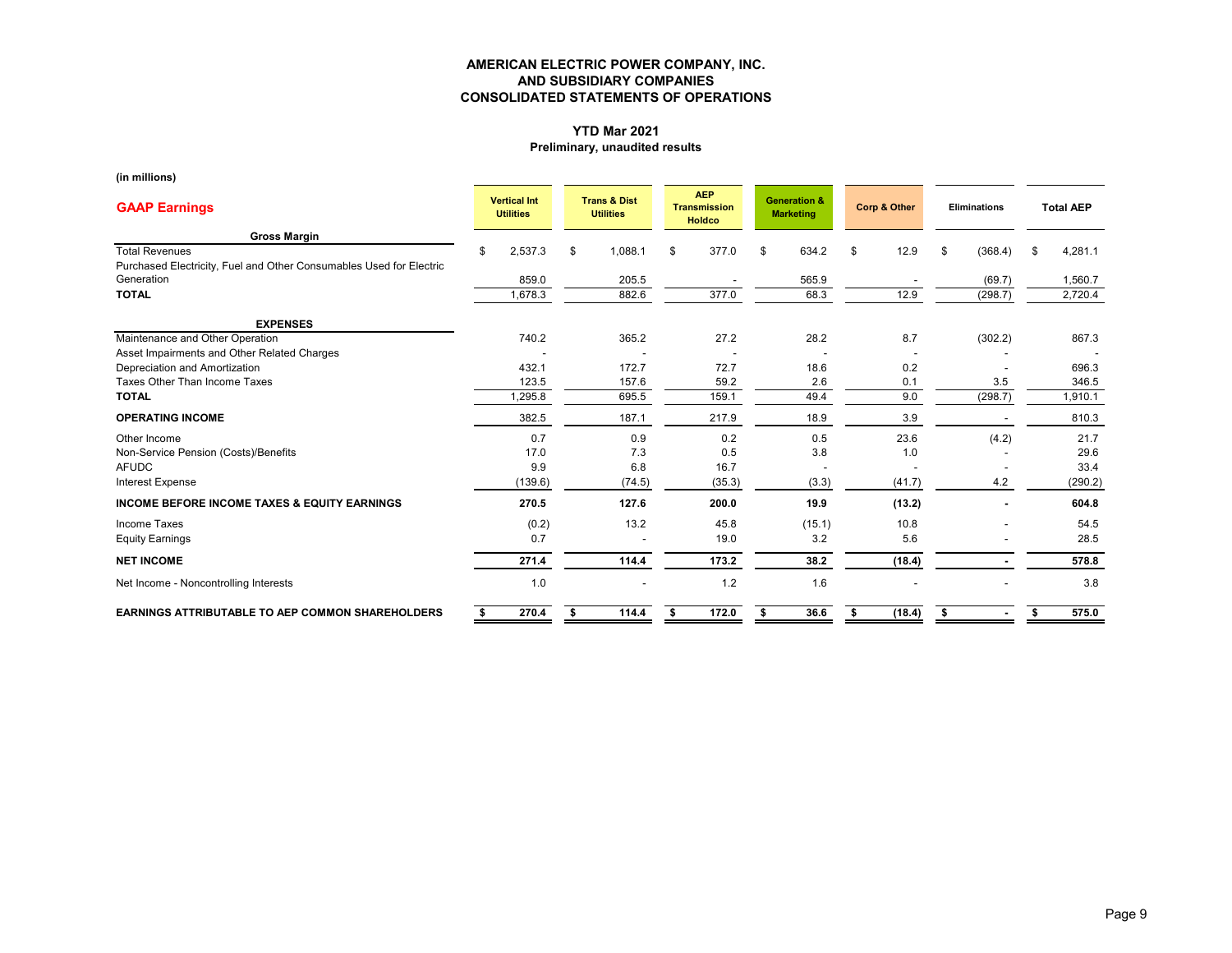# AMERICAN ELECTRIC POWER COMPANY, INC.
# AND SUBSIDIARY COMPANIES
# CONSOLIDATED STATEMENTS OF OPERATIONS

**YTD Mar 2021**

**Preliminary, unaudited results**

**(in millions)**

| **GAAP Earnings** | **Vertical Int Utilities** | **Trans & Dist Utilities** | **AEP Transmission Holdco** | **Generation & Marketing** | **Corp & Other** | **Eliminations** | **Total AEP** |
|---|---|---|---|---|---|---|---|
| **Gross Margin** | | | | | | | |
| Total Revenues | $ 2,537.3 | $ 1,088.1 | $ 377.0 | $ 634.2 | $ 12.9 | $ (368.4) | $ 4,281.1 |
| Purchased Electricity, Fuel and Other Consumables Used for Electric Generation | 859.0 | 205.5 | - | 565.9 | - | (69.7) | 1,560.7 |
| **TOTAL** | 1,678.3 | 882.6 | 377.0 | 68.3 | 12.9 | (298.7) | 2,720.4 |
| **EXPENSES** | | | | | | | |
| Maintenance and Other Operation | 740.2 | 365.2 | 27.2 | 28.2 | 8.7 | (302.2) | 867.3 |
| Asset Impairments and Other Related Charges | - | - | - | - | - | - | - |
| Depreciation and Amortization | 432.1 | 172.7 | 72.7 | 18.6 | 0.2 | - | 696.3 |
| Taxes Other Than Income Taxes | 123.5 | 157.6 | 59.2 | 2.6 | 0.1 | 3.5 | 346.5 |
| **TOTAL** | 1,295.8 | 695.5 | 159.1 | 49.4 | 9.0 | (298.7) | 1,910.1 |
| **OPERATING INCOME** | 382.5 | 187.1 | 217.9 | 18.9 | 3.9 | - | 810.3 |
| Other Income | 0.7 | 0.9 | 0.2 | 0.5 | 23.6 | (4.2) | 21.7 |
| Non-Service Pension (Costs)/Benefits | 17.0 | 7.3 | 0.5 | 3.8 | 1.0 | - | 29.6 |
| AFUDC | 9.9 | 6.8 | 16.7 | - | - | - | 33.4 |
| Interest Expense | (139.6) | (74.5) | (35.3) | (3.3) | (41.7) | 4.2 | (290.2) |
| **INCOME BEFORE INCOME TAXES & EQUITY EARNINGS** | **270.5** | **127.6** | **200.0** | **19.9** | **(13.2)** | **-** | **604.8** |
| Income Taxes | (0.2) | 13.2 | 45.8 | (15.1) | 10.8 | - | 54.5 |
| Equity Earnings | 0.7 | - | 19.0 | 3.2 | 5.6 | - | 28.5 |
| **NET INCOME** | **271.4** | **114.4** | **173.2** | **38.2** | **(18.4)** | **-** | **578.8** |
| Net Income - Noncontrolling Interests | 1.0 | - | 1.2 | 1.6 | - | - | 3.8 |
| **EARNINGS ATTRIBUTABLE TO AEP COMMON SHAREHOLDERS** | **$ 270.4** | **$ 114.4** | **$ 172.0** | **$ 36.6** | **$ (18.4)** | **$ -** | **$ 575.0** |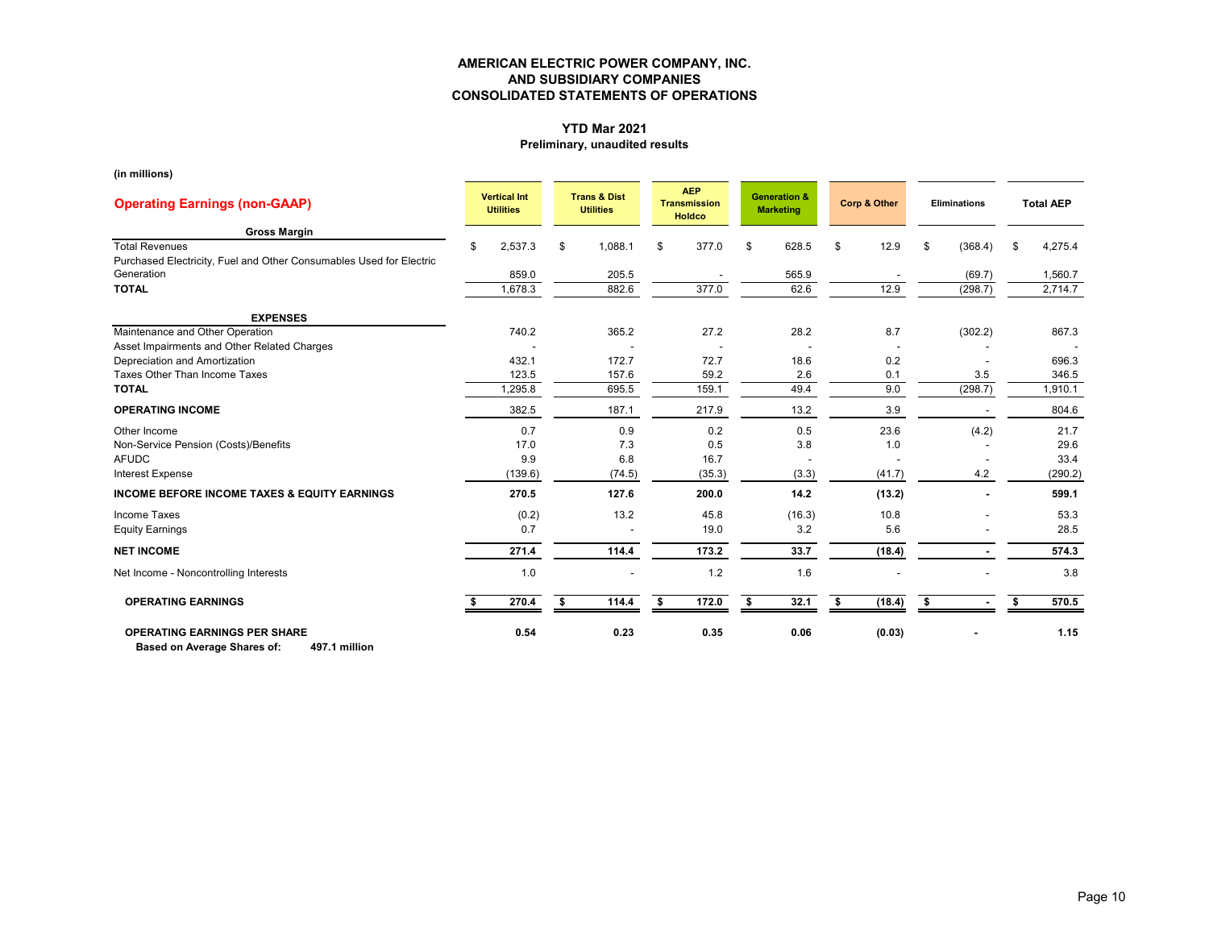# AMERICAN ELECTRIC POWER COMPANY, INC.
# AND SUBSIDIARY COMPANIES
# CONSOLIDATED STATEMENTS OF OPERATIONS

**YTD Mar 2021**
**Preliminary, unaudited results**

**(in millions)**

| **Operating Earnings (non-GAAP)** | Vertical Int Utilities | Trans & Dist Utilities | AEP Transmission Holdco | Generation & Marketing | Corp & Other | Eliminations | Total AEP |
|---|---|---|---|---|---|---|---|
| **Gross Margin** | | | | | | | |
| Total Revenues | $ 2,537.3 | $ 1,088.1 | $ 377.0 | $ 628.5 | $ 12.9 | $ (368.4) | $ 4,275.4 |
| Purchased Electricity, Fuel and Other Consumables Used for Electric Generation | 859.0 | 205.5 | - | 565.9 | - | (69.7) | 1,560.7 |
| **TOTAL** | 1,678.3 | 882.6 | 377.0 | 62.6 | 12.9 | (298.7) | 2,714.7 |
| **EXPENSES** | | | | | | | |
| Maintenance and Other Operation | 740.2 | 365.2 | 27.2 | 28.2 | 8.7 | (302.2) | 867.3 |
| Asset Impairments and Other Related Charges | - | - | - | - | - | - | - |
| Depreciation and Amortization | 432.1 | 172.7 | 72.7 | 18.6 | 0.2 | - | 696.3 |
| Taxes Other Than Income Taxes | 123.5 | 157.6 | 59.2 | 2.6 | 0.1 | 3.5 | 346.5 |
| **TOTAL** | 1,295.8 | 695.5 | 159.1 | 49.4 | 9.0 | (298.7) | 1,910.1 |
| **OPERATING INCOME** | 382.5 | 187.1 | 217.9 | 13.2 | 3.9 | - | 804.6 |
| Other Income | 0.7 | 0.9 | 0.2 | 0.5 | 23.6 | (4.2) | 21.7 |
| Non-Service Pension (Costs)/Benefits | 17.0 | 7.3 | 0.5 | 3.8 | 1.0 | - | 29.6 |
| AFUDC | 9.9 | 6.8 | 16.7 | - | - | - | 33.4 |
| Interest Expense | (139.6) | (74.5) | (35.3) | (3.3) | (41.7) | 4.2 | (290.2) |
| **INCOME BEFORE INCOME TAXES & EQUITY EARNINGS** | **270.5** | **127.6** | **200.0** | **14.2** | **(13.2)** | **-** | **599.1** |
| Income Taxes | (0.2) | 13.2 | 45.8 | (16.3) | 10.8 | - | 53.3 |
| Equity Earnings | 0.7 | - | 19.0 | 3.2 | 5.6 | - | 28.5 |
| **NET INCOME** | **271.4** | **114.4** | **173.2** | **33.7** | **(18.4)** | **-** | **574.3** |
| Net Income - Noncontrolling Interests | 1.0 | - | 1.2 | 1.6 | - | - | 3.8 |
| **OPERATING EARNINGS** | **$ 270.4** | **$ 114.4** | **$ 172.0** | **$ 32.1** | **$ (18.4)** | **$ -** | **$ 570.5** |
| **OPERATING EARNINGS PER SHARE** | **0.54** | **0.23** | **0.35** | **0.06** | **(0.03)** | **-** | **1.15** |
| **Based on Average Shares of: 497.1 million** | | | | | | | |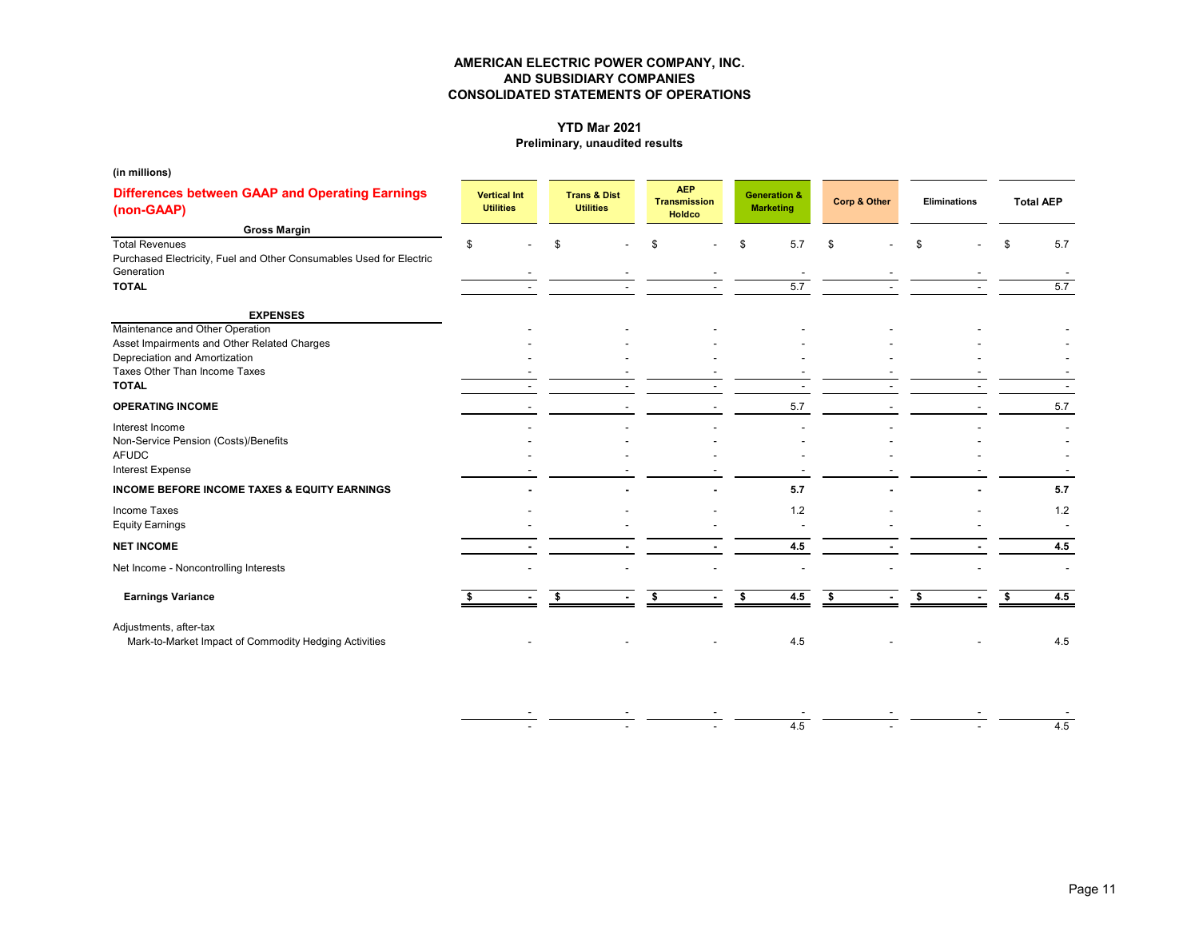# AMERICAN ELECTRIC POWER COMPANY, INC.
# AND SUBSIDIARY COMPANIES
# CONSOLIDATED STATEMENTS OF OPERATIONS

**YTD Mar 2021**
**Preliminary, unaudited results**

**(in millions)**

| Differences between GAAP and Operating Earnings (non-GAAP) | Vertical Int Utilities | Trans & Dist Utilities | AEP Transmission Holdco | Generation & Marketing | Corp & Other | Eliminations | Total AEP |
|---|---|---|---|---|---|---|---|
| **Gross Margin** | | | | | | | |
| Total Revenues | $ - | $ - | $ - | $ 5.7 | $ - | $ - | $ 5.7 |
| Purchased Electricity, Fuel and Other Consumables Used for Electric Generation | - | - | - | - | - | - | - |
| **TOTAL** | - | - | - | 5.7 | - | - | 5.7 |
| **EXPENSES** | | | | | | | |
| Maintenance and Other Operation | - | - | - | - | - | - | - |
| Asset Impairments and Other Related Charges | - | - | - | - | - | - | - |
| Depreciation and Amortization | - | - | - | - | - | - | - |
| Taxes Other Than Income Taxes | - | - | - | - | - | - | - |
| **TOTAL** | - | - | - | - | - | - | - |
| **OPERATING INCOME** | - | - | - | 5.7 | - | - | 5.7 |
| Interest Income | - | - | - | - | - | - | - |
| Non-Service Pension (Costs)/Benefits | - | - | - | - | - | - | - |
| AFUDC | - | - | - | - | - | - | - |
| Interest Expense | - | - | - | - | - | - | - |
| **INCOME BEFORE INCOME TAXES & EQUITY EARNINGS** | **-** | **-** | **-** | **5.7** | **-** | **-** | **5.7** |
| Income Taxes | - | - | - | 1.2 | - | - | 1.2 |
| Equity Earnings | - | - | - | - | - | - | - |
| **NET INCOME** | **-** | **-** | **-** | **4.5** | **-** | **-** | **4.5** |
| Net Income - Noncontrolling Interests | - | - | - | - | - | - | - |
| **Earnings Variance** | **$ -** | **$ -** | **$ -** | **$ 4.5** | **$ -** | **$ -** | **$ 4.5** |
| Adjustments, after-tax | | | | | | | |
| Mark-to-Market Impact of Commodity Hedging Activities | - | - | - | 4.5 | - | - | 4.5 |
| | - | - | - | - | - | - | - |
| | - | - | - | 4.5 | - | - | 4.5 |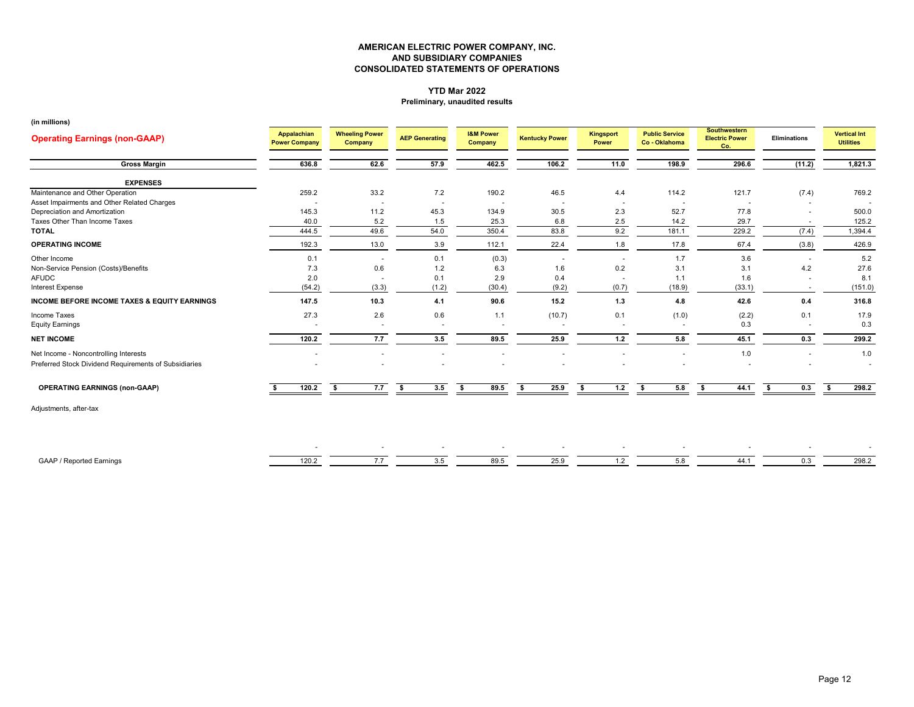**AMERICAN ELECTRIC POWER COMPANY, INC.**
**AND SUBSIDIARY COMPANIES**
**CONSOLIDATED STATEMENTS OF OPERATIONS**

**YTD Mar 2022**
**Preliminary, unaudited results**

**(in millions)**

| Operating Earnings (non-GAAP) | Appalachian Power Company | Wheeling Power Company | AEP Generating | I&M Power Company | Kentucky Power | Kingsport Power | Public Service Co - Oklahoma | Southwestern Electric Power Co. | Eliminations | Vertical Int Utilities |
|---|---|---|---|---|---|---|---|---|---|---|
| **Gross Margin** | **636.8** | **62.6** | **57.9** | **462.5** | **106.2** | **11.0** | **198.9** | **296.6** | **(11.2)** | **1,821.3** |
| **EXPENSES** | | | | | | | | | | |
| Maintenance and Other Operation | 259.2 | 33.2 | 7.2 | 190.2 | 46.5 | 4.4 | 114.2 | 121.7 | (7.4) | 769.2 |
| Asset Impairments and Other Related Charges | - | - | - | - | - | - | - | - | - | - |
| Depreciation and Amortization | 145.3 | 11.2 | 45.3 | 134.9 | 30.5 | 2.3 | 52.7 | 77.8 | - | 500.0 |
| Taxes Other Than Income Taxes | 40.0 | 5.2 | 1.5 | 25.3 | 6.8 | 2.5 | 14.2 | 29.7 | - | 125.2 |
| **TOTAL** | 444.5 | 49.6 | 54.0 | 350.4 | 83.8 | 9.2 | 181.1 | 229.2 | (7.4) | 1,394.4 |
| **OPERATING INCOME** | 192.3 | 13.0 | 3.9 | 112.1 | 22.4 | 1.8 | 17.8 | 67.4 | (3.8) | 426.9 |
| Other Income | 0.1 | - | 0.1 | (0.3) | - | - | 1.7 | 3.6 | - | 5.2 |
| Non-Service Pension (Costs)/Benefits | 7.3 | 0.6 | 1.2 | 6.3 | 1.6 | 0.2 | 3.1 | 3.1 | 4.2 | 27.6 |
| AFUDC | 2.0 | - | 0.1 | 2.9 | 0.4 | - | 1.1 | 1.6 | - | 8.1 |
| Interest Expense | (54.2) | (3.3) | (1.2) | (30.4) | (9.2) | (0.7) | (18.9) | (33.1) | - | (151.0) |
| **INCOME BEFORE INCOME TAXES & EQUITY EARNINGS** | **147.5** | **10.3** | **4.1** | **90.6** | **15.2** | **1.3** | **4.8** | **42.6** | **0.4** | **316.8** |
| Income Taxes | 27.3 | 2.6 | 0.6 | 1.1 | (10.7) | 0.1 | (1.0) | (2.2) | 0.1 | 17.9 |
| Equity Earnings | - | - | - | - | - | - | - | 0.3 | - | 0.3 |
| **NET INCOME** | **120.2** | **7.7** | **3.5** | **89.5** | **25.9** | **1.2** | **5.8** | **45.1** | **0.3** | **299.2** |
| Net Income - Noncontrolling Interests | - | - | - | - | - | - | - | 1.0 | - | 1.0 |
| Preferred Stock Dividend Requirements of Subsidiaries | - | - | - | - | - | - | - | - | - | - |
| **OPERATING EARNINGS (non-GAAP)** | **$ 120.2** | **$ 7.7** | **$ 3.5** | **$ 89.5** | **$ 25.9** | **$ 1.2** | **$ 5.8** | **$ 44.1** | **$ 0.3** | **$ 298.2** |
| Adjustments, after-tax | | | | | | | | | | |
| | - | - | - | - | - | - | - | - | - | - |
| GAAP / Reported Earnings | 120.2 | 7.7 | 3.5 | 89.5 | 25.9 | 1.2 | 5.8 | 44.1 | 0.3 | 298.2 |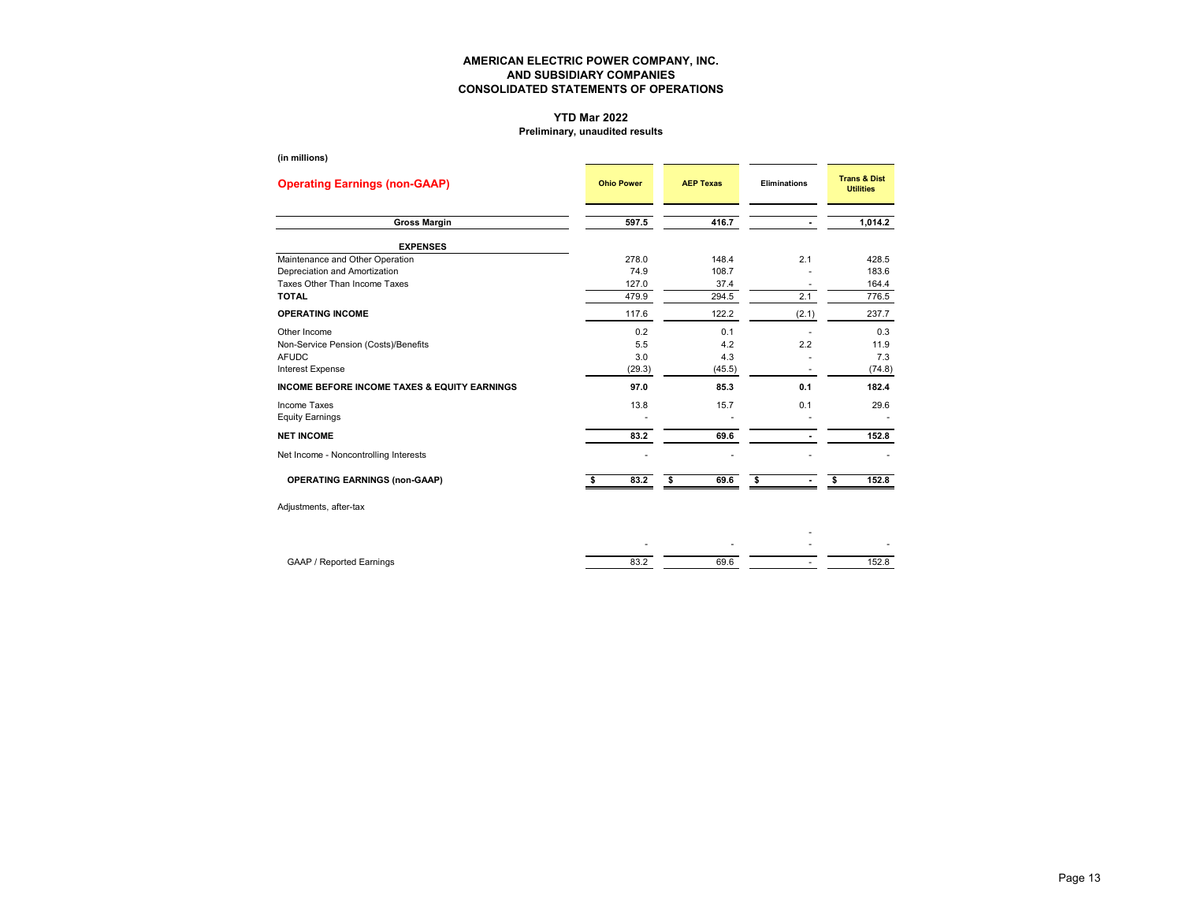# AMERICAN ELECTRIC POWER COMPANY, INC.
## AND SUBSIDIARY COMPANIES
## CONSOLIDATED STATEMENTS OF OPERATIONS

**YTD Mar 2022**
**Preliminary, unaudited results**

**(in millions)**

| **Operating Earnings (non-GAAP)** | **Ohio Power** | **AEP Texas** | **Eliminations** | **Trans & Dist Utilities** |
|---|---|---|---|---|
| **Gross Margin** | **597.5** | **416.7** | **-** | **1,014.2** |
| **EXPENSES** | | | | |
| Maintenance and Other Operation | 278.0 | 148.4 | 2.1 | 428.5 |
| Depreciation and Amortization | 74.9 | 108.7 | - | 183.6 |
| Taxes Other Than Income Taxes | 127.0 | 37.4 | - | 164.4 |
| **TOTAL** | 479.9 | 294.5 | 2.1 | 776.5 |
| **OPERATING INCOME** | 117.6 | 122.2 | (2.1) | 237.7 |
| Other Income | 0.2 | 0.1 | - | 0.3 |
| Non-Service Pension (Costs)/Benefits | 5.5 | 4.2 | 2.2 | 11.9 |
| AFUDC | 3.0 | 4.3 | - | 7.3 |
| Interest Expense | (29.3) | (45.5) | - | (74.8) |
| **INCOME BEFORE INCOME TAXES & EQUITY EARNINGS** | **97.0** | **85.3** | **0.1** | **182.4** |
| Income Taxes | 13.8 | 15.7 | 0.1 | 29.6 |
| Equity Earnings | - | - | - | - |
| **NET INCOME** | **83.2** | **69.6** | **-** | **152.8** |
| Net Income - Noncontrolling Interests | - | - | - | - |
| **OPERATING EARNINGS (non-GAAP)** | **$ 83.2** | **$ 69.6** | **$ -** | **$ 152.8** |
| Adjustments, after-tax | | | | |
| | | | - | |
| | - | - | - | - |
| GAAP / Reported Earnings | 83.2 | 69.6 | - | 152.8 |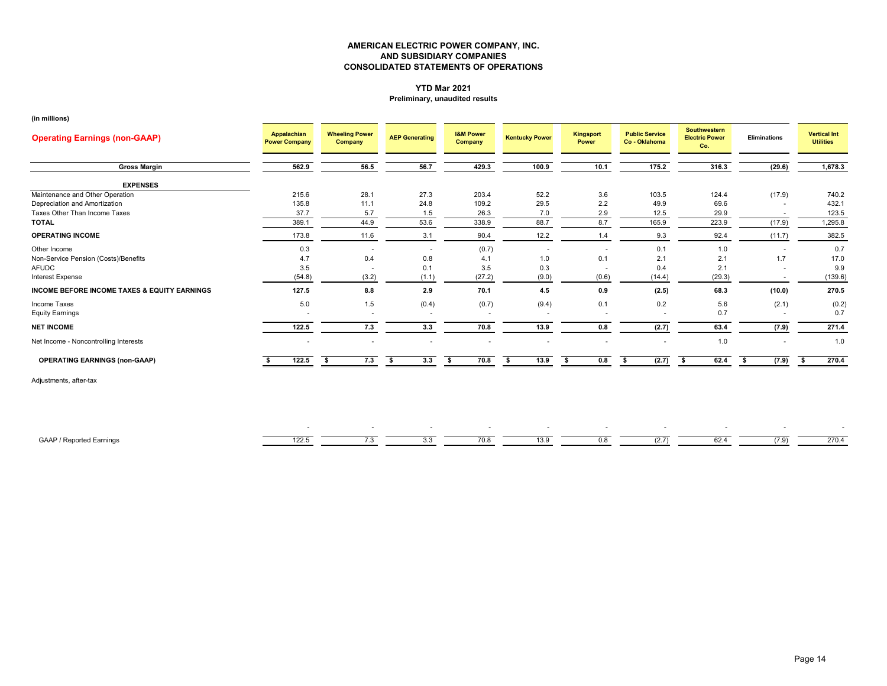**AMERICAN ELECTRIC POWER COMPANY, INC.**
**AND SUBSIDIARY COMPANIES**
**CONSOLIDATED STATEMENTS OF OPERATIONS**

**YTD Mar 2021**
**Preliminary, unaudited results**

**(in millions)**

| Operating Earnings (non-GAAP) | Appalachian Power Company | Wheeling Power Company | AEP Generating | I&M Power Company | Kentucky Power | Kingsport Power | Public Service Co - Oklahoma | Southwestern Electric Power Co. | Eliminations | Vertical Int Utilities |
|---|---|---|---|---|---|---|---|---|---|---|
| **Gross Margin** | **562.9** | **56.5** | **56.7** | **429.3** | **100.9** | **10.1** | **175.2** | **316.3** | **(29.6)** | **1,678.3** |
| **EXPENSES** | | | | | | | | | | |
| Maintenance and Other Operation | 215.6 | 28.1 | 27.3 | 203.4 | 52.2 | 3.6 | 103.5 | 124.4 | (17.9) | 740.2 |
| Depreciation and Amortization | 135.8 | 11.1 | 24.8 | 109.2 | 29.5 | 2.2 | 49.9 | 69.6 | - | 432.1 |
| Taxes Other Than Income Taxes | 37.7 | 5.7 | 1.5 | 26.3 | 7.0 | 2.9 | 12.5 | 29.9 | - | 123.5 |
| **TOTAL** | 389.1 | 44.9 | 53.6 | 338.9 | 88.7 | 8.7 | 165.9 | 223.9 | (17.9) | 1,295.8 |
| **OPERATING INCOME** | 173.8 | 11.6 | 3.1 | 90.4 | 12.2 | 1.4 | 9.3 | 92.4 | (11.7) | 382.5 |
| Other Income | 0.3 | - | - | (0.7) | - | - | 0.1 | 1.0 | - | 0.7 |
| Non-Service Pension (Costs)/Benefits | 4.7 | 0.4 | 0.8 | 4.1 | 1.0 | 0.1 | 2.1 | 2.1 | 1.7 | 17.0 |
| AFUDC | 3.5 | - | 0.1 | 3.5 | 0.3 | - | 0.4 | 2.1 | - | 9.9 |
| Interest Expense | (54.8) | (3.2) | (1.1) | (27.2) | (9.0) | (0.6) | (14.4) | (29.3) | - | (139.6) |
| **INCOME BEFORE INCOME TAXES & EQUITY EARNINGS** | **127.5** | **8.8** | **2.9** | **70.1** | **4.5** | **0.9** | **(2.5)** | **68.3** | **(10.0)** | **270.5** |
| Income Taxes | 5.0 | 1.5 | (0.4) | (0.7) | (9.4) | 0.1 | 0.2 | 5.6 | (2.1) | (0.2) |
| Equity Earnings | - | - | - | - | - | - | - | 0.7 | - | 0.7 |
| **NET INCOME** | **122.5** | **7.3** | **3.3** | **70.8** | **13.9** | **0.8** | **(2.7)** | **63.4** | **(7.9)** | **271.4** |
| Net Income - Noncontrolling Interests | - | - | - | - | - | - | - | 1.0 | - | 1.0 |
| **OPERATING EARNINGS (non-GAAP)** | **$ 122.5** | **$ 7.3** | **$ 3.3** | **$ 70.8** | **$ 13.9** | **$ 0.8** | **$ (2.7)** | **$ 62.4** | **$ (7.9)** | **$ 270.4** |
| Adjustments, after-tax | | | | | | | | | | |
| | - | - | - | - | - | - | - | - | - | - |
| GAAP / Reported Earnings | 122.5 | 7.3 | 3.3 | 70.8 | 13.9 | 0.8 | (2.7) | 62.4 | (7.9) | 270.4 |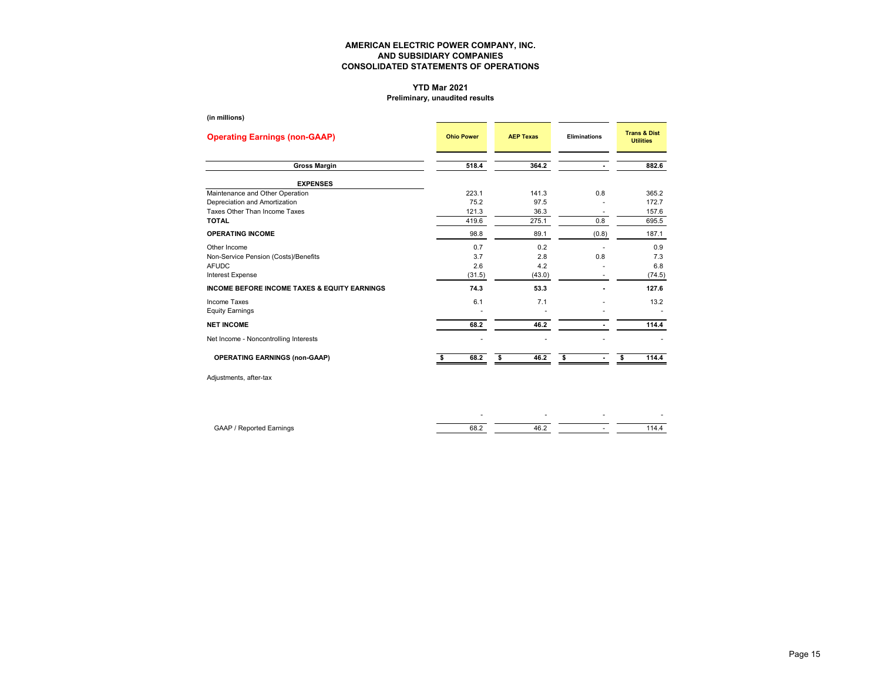# AMERICAN ELECTRIC POWER COMPANY, INC.
## AND SUBSIDIARY COMPANIES
## CONSOLIDATED STATEMENTS OF OPERATIONS

**YTD Mar 2021**
**Preliminary, unaudited results**

**(in millions)**

| Operating Earnings (non-GAAP) | Ohio Power | AEP Texas | Eliminations | Trans & Dist Utilities |
|---|---|---|---|---|
| **Gross Margin** | **518.4** | **364.2** | **-** | **882.6** |
| **EXPENSES** | | | | |
| Maintenance and Other Operation | 223.1 | 141.3 | 0.8 | 365.2 |
| Depreciation and Amortization | 75.2 | 97.5 | - | 172.7 |
| Taxes Other Than Income Taxes | 121.3 | 36.3 | - | 157.6 |
| **TOTAL** | 419.6 | 275.1 | 0.8 | 695.5 |
| **OPERATING INCOME** | 98.8 | 89.1 | (0.8) | 187.1 |
| Other Income | 0.7 | 0.2 | - | 0.9 |
| Non-Service Pension (Costs)/Benefits | 3.7 | 2.8 | 0.8 | 7.3 |
| AFUDC | 2.6 | 4.2 | - | 6.8 |
| Interest Expense | (31.5) | (43.0) | - | (74.5) |
| **INCOME BEFORE INCOME TAXES & EQUITY EARNINGS** | **74.3** | **53.3** | **-** | **127.6** |
| Income Taxes | 6.1 | 7.1 | - | 13.2 |
| Equity Earnings | - | - | - | - |
| **NET INCOME** | **68.2** | **46.2** | **-** | **114.4** |
| Net Income - Noncontrolling Interests | - | - | - | - |
| **OPERATING EARNINGS (non-GAAP)** | **$ 68.2** | **$ 46.2** | **$ -** | **$ 114.4** |
| Adjustments, after-tax | | | | |
| | - | - | - | - |
| GAAP / Reported Earnings | 68.2 | 46.2 | - | 114.4 |